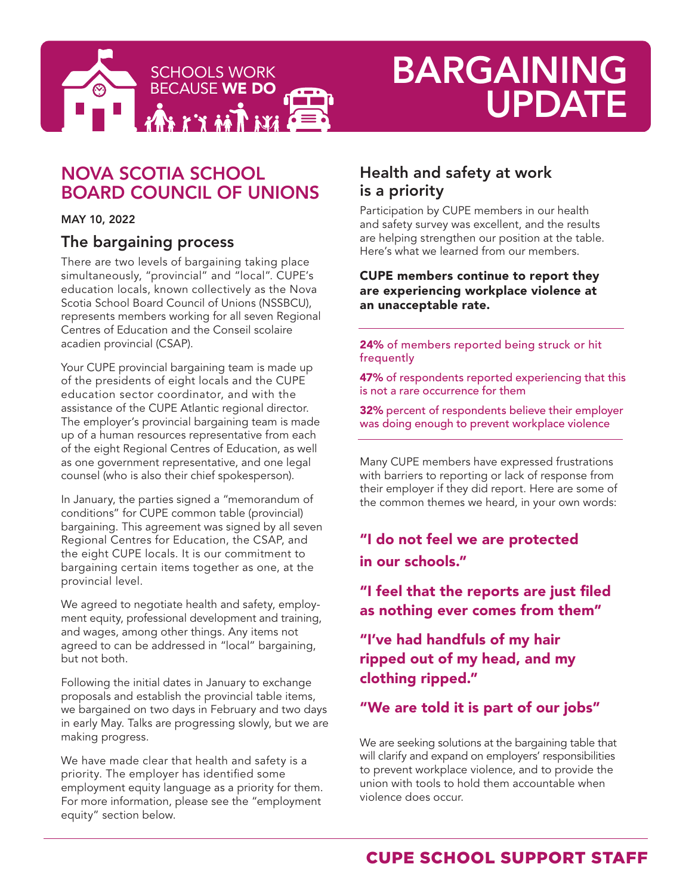SCHOOLS WORK BECAUSE **WE DO**

# BARGAINING UPDATE

## NOVA SCOTIA SCHOOL BOARD COUNCIL OF UNIONS

**MAY 10, 2022**

### The bargaining process

There are two levels of bargaining taking place simultaneously, "provincial" and "local". CUPE's education locals, known collectively as the Nova Scotia School Board Council of Unions (NSSBCU), represents members working for all seven Regional Centres of Education and the Conseil scolaire acadien provincial (CSAP).

Your CUPE provincial bargaining team is made up of the presidents of eight locals and the CUPE education sector coordinator, and with the assistance of the CUPE Atlantic regional director. The employer's provincial bargaining team is made up of a human resources representative from each of the eight Regional Centres of Education, as well as one government representative, and one legal counsel (who is also their chief spokesperson).

In January, the parties signed a "memorandum of conditions" for CUPE common table (provincial) bargaining. This agreement was signed by all seven Regional Centres for Education, the CSAP, and the eight CUPE locals. It is our commitment to bargaining certain items together as one, at the provincial level.

We agreed to negotiate health and safety, employment equity, professional development and training, and wages, among other things. Any items not agreed to can be addressed in "local" bargaining, but not both.

Following the initial dates in January to exchange proposals and establish the provincial table items, we bargained on two days in February and two days in early May. Talks are progressing slowly, but we are making progress.

We have made clear that health and safety is a priority. The employer has identified some employment equity language as a priority for them. For more information, please see the "employment equity" section below.

### Health and safety at work is a priority

Participation by CUPE members in our health and safety survey was excellent, and the results are helping strengthen our position at the table. Here's what we learned from our members.

**CUPE members continue to report they are experiencing workplace violence at an unacceptable rate.**

**24%** of members reported being struck or hit frequently

**47%** of respondents reported experiencing that this is not a rare occurrence for them

**32%** percent of respondents believe their employer was doing enough to prevent workplace violence

Many CUPE members have expressed frustrations with barriers to reporting or lack of response from their employer if they did report. Here are some of the common themes we heard, in your own words:

**"I do not feel we are protected in our schools."**

**"I feel that the reports are just filed as nothing ever comes from them"**

**"I've had handfuls of my hair ripped out of my head, and my clothing ripped."**

**"We are told it is part of our jobs"**

We are seeking solutions at the bargaining table that will clarify and expand on employers' responsibilities to prevent workplace violence, and to provide the union with tools to hold them accountable when violence does occur.

**CUPE SCHOOL SUPPORT STAFF**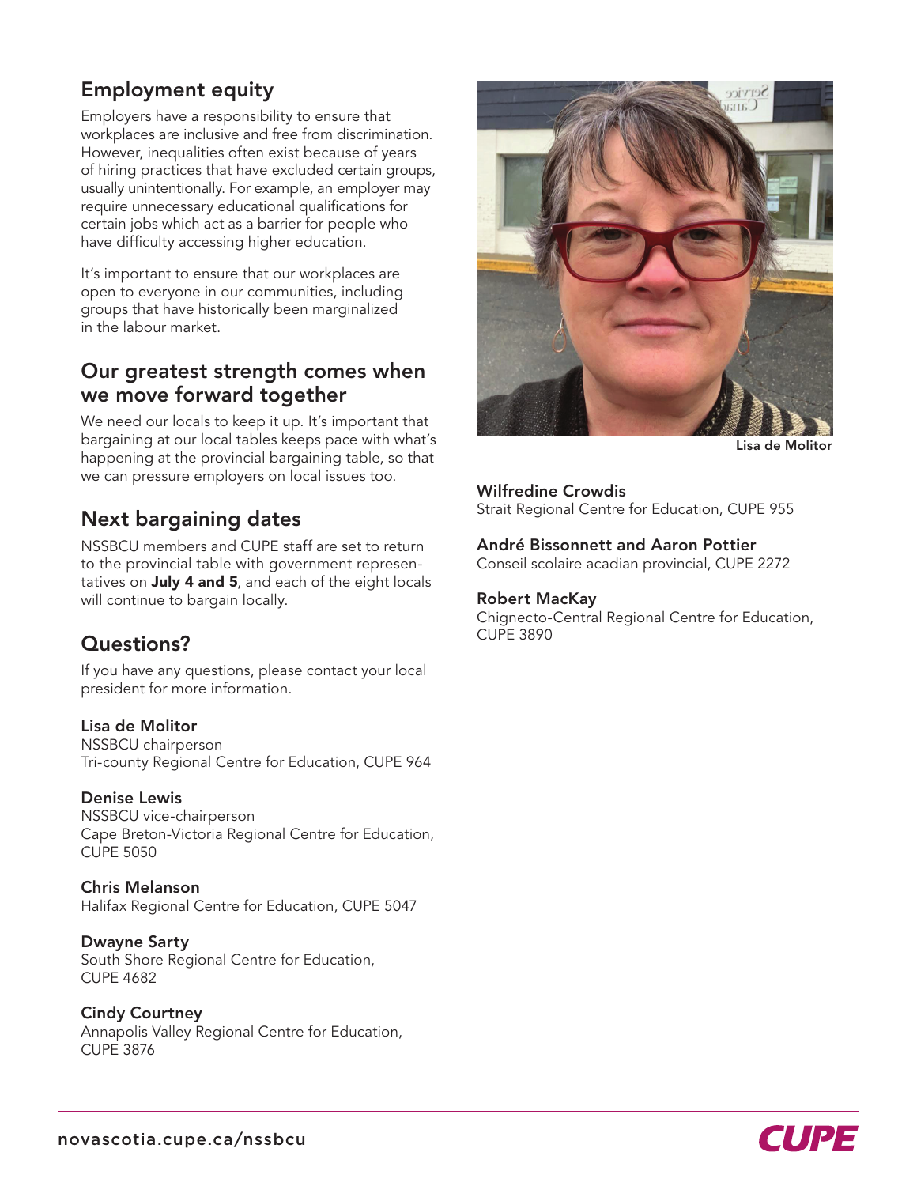## Employment equity

Employers have a responsibility to ensure that workplaces are inclusive and free from discrimination. However, inequalities often exist because of years of hiring practices that have excluded certain groups, usually unintentionally. For example, an employer may require unnecessary educational qualifications for certain jobs which act as a barrier for people who have difficulty accessing higher education.

It's important to ensure that our workplaces are open to everyone in our communities, including groups that have historically been marginalized in the labour market.

## Our greatest strength comes when we move forward together

We need our locals to keep it up. It's important that bargaining at our local tables keeps pace with what's happening at the provincial bargaining table, so that we can pressure employers on local issues too.

## Next bargaining dates

NSSBCU members and CUPE staff are set to return to the provincial table with government representatives on **July 4 and 5**, and each of the eight locals will continue to bargain locally.

## Questions?

If you have any questions, please contact your local president for more information.

**Lisa de Molitor**
NSSBCU chairperson
Tri-county Regional Centre for Education, CUPE 964

**Denise Lewis**
NSSBCU vice-chairperson
Cape Breton-Victoria Regional Centre for Education, CUPE 5050

**Chris Melanson**
Halifax Regional Centre for Education, CUPE 5047

**Dwayne Sarty**
South Shore Regional Centre for Education, CUPE 4682

**Cindy Courtney**
Annapolis Valley Regional Centre for Education, CUPE 3876

Lisa de Molitor

**Wilfredine Crowdis**
Strait Regional Centre for Education, CUPE 955

**André Bissonnett and Aaron Pottier**
Conseil scolaire acadian provincial, CUPE 2272

**Robert MacKay**
Chignecto-Central Regional Centre for Education, CUPE 3890

novascotia.cupe.ca/nssbcu